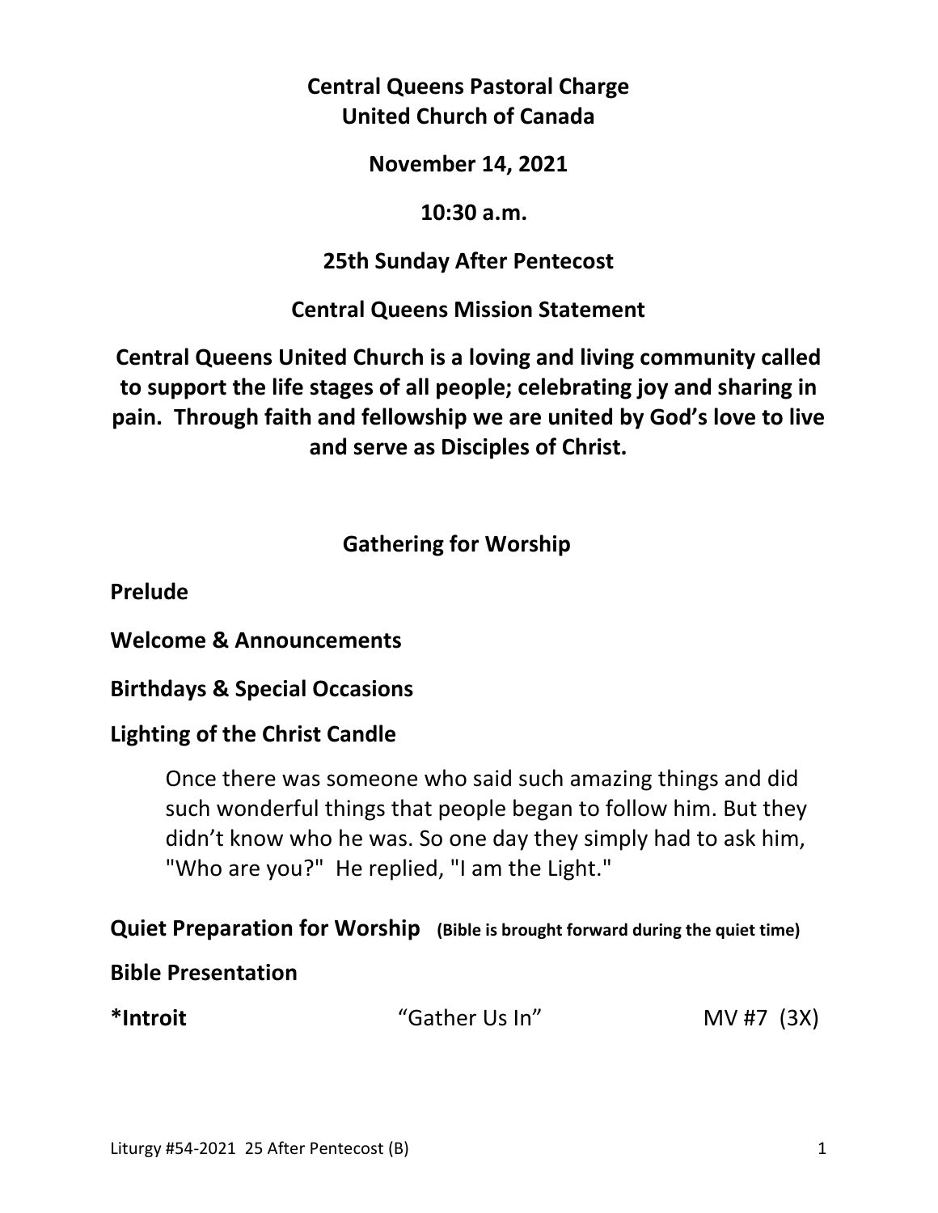**Central Queens Pastoral Charge**
**United Church of Canada**

**November 14, 2021**

**10:30 a.m.**

**25th Sunday After Pentecost**

**Central Queens Mission Statement**

**Central Queens United Church is a loving and living community called to support the life stages of all people; celebrating joy and sharing in pain. Through faith and fellowship we are united by God's love to live and serve as Disciples of Christ.**

## Gathering for Worship

**Prelude**

**Welcome & Announcements**

**Birthdays & Special Occasions**

**Lighting of the Christ Candle**

> Once there was someone who said such amazing things and did such wonderful things that people began to follow him. But they didn't know who he was. So one day they simply had to ask him, "Who are you?" He replied, "I am the Light."

**Quiet Preparation for Worship** **(Bible is brought forward during the quiet time)**

**Bible Presentation**

**\*Introit** "Gather Us In" MV #7 (3X)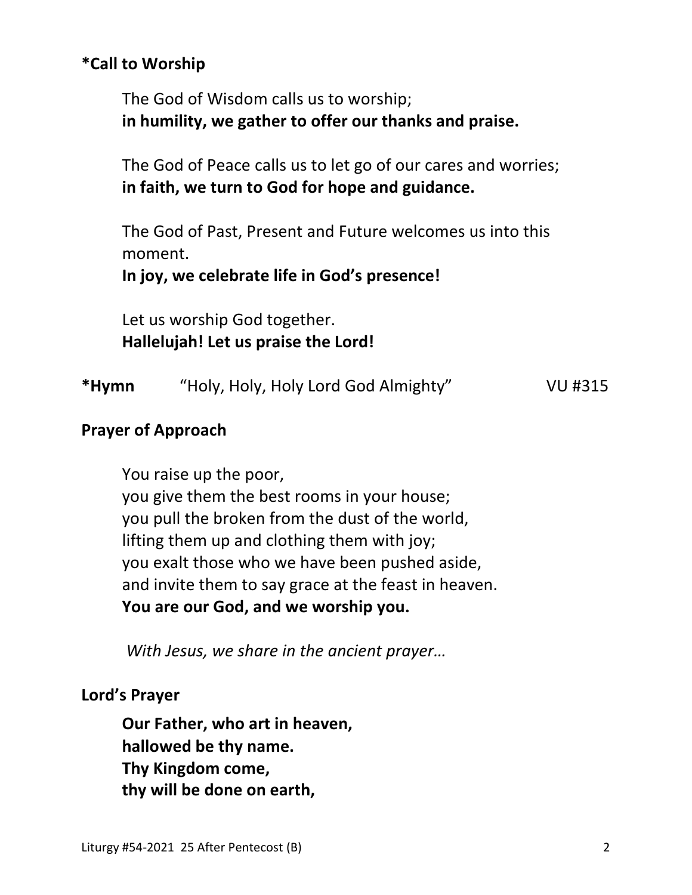**\*Call to Worship**

The God of Wisdom calls us to worship;
**in humility, we gather to offer our thanks and praise.**

The God of Peace calls us to let go of our cares and worries;
**in faith, we turn to God for hope and guidance.**

The God of Past, Present and Future welcomes us into this moment.
**In joy, we celebrate life in God's presence!**

Let us worship God together.
**Hallelujah! Let us praise the Lord!**

**\*Hymn** "Holy, Holy, Holy Lord God Almighty" VU #315

**Prayer of Approach**

You raise up the poor,
you give them the best rooms in your house;
you pull the broken from the dust of the world,
lifting them up and clothing them with joy;
you exalt those who we have been pushed aside,
and invite them to say grace at the feast in heaven.
**You are our God, and we worship you.**

*With Jesus, we share in the ancient prayer…*

**Lord's Prayer**

**Our Father, who art in heaven,**
**hallowed be thy name.**
**Thy Kingdom come,**
**thy will be done on earth,**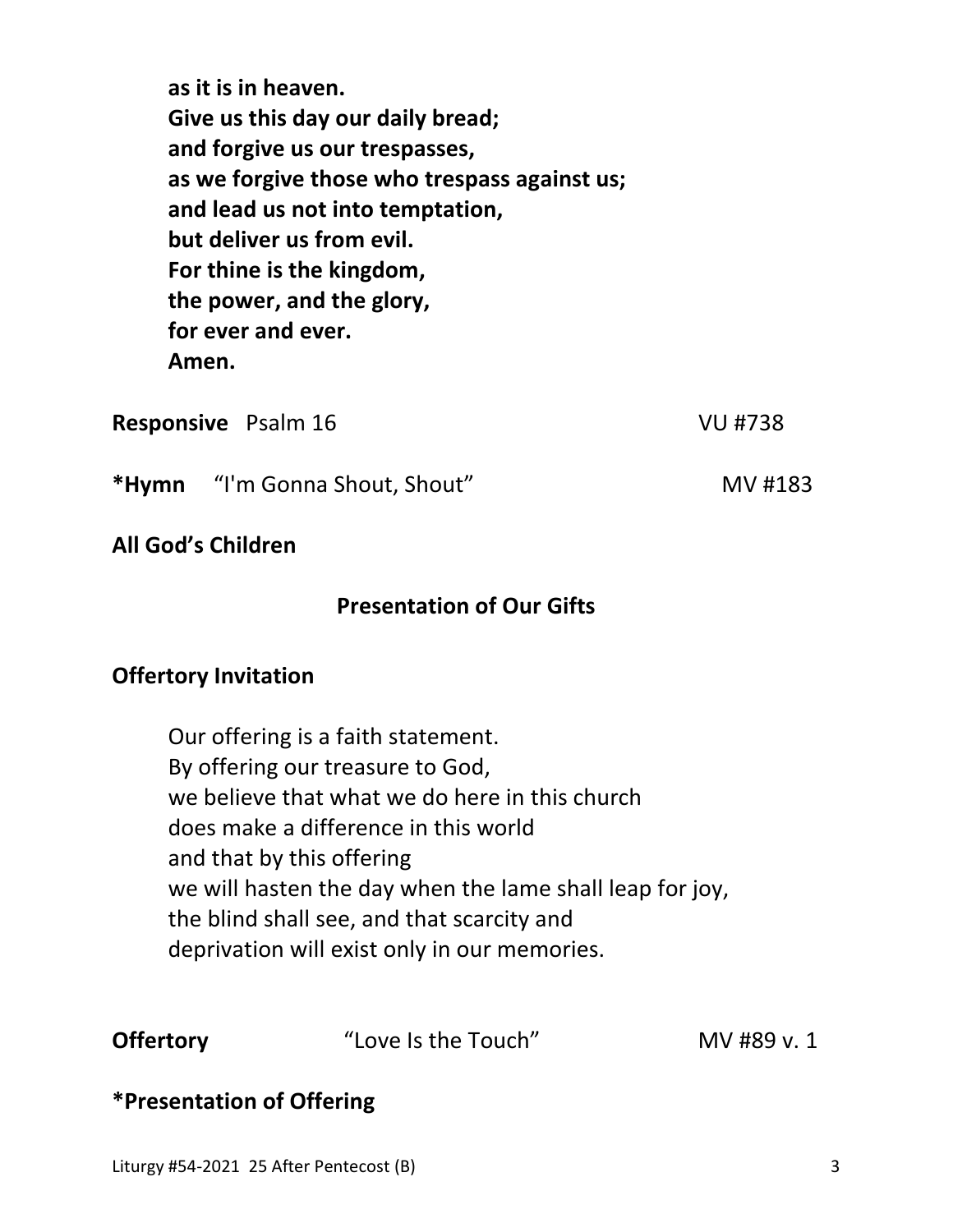**as it is in heaven.**
**Give us this day our daily bread;**
**and forgive us our trespasses,**
**as we forgive those who trespass against us;**
**and lead us not into temptation,**
**but deliver us from evil.**
**For thine is the kingdom,**
**the power, and the glory,**
**for ever and ever.**
**Amen.**

**Responsive** Psalm 16 VU #738

***Hymn** "I'm Gonna Shout, Shout" MV #183

**All God's Children**

## Presentation of Our Gifts

**Offertory Invitation**

Our offering is a faith statement.
By offering our treasure to God,
we believe that what we do here in this church
does make a difference in this world
and that by this offering
we will hasten the day when the lame shall leap for joy,
the blind shall see, and that scarcity and
deprivation will exist only in our memories.

**Offertory** "Love Is the Touch" MV #89 v. 1

***Presentation of Offering**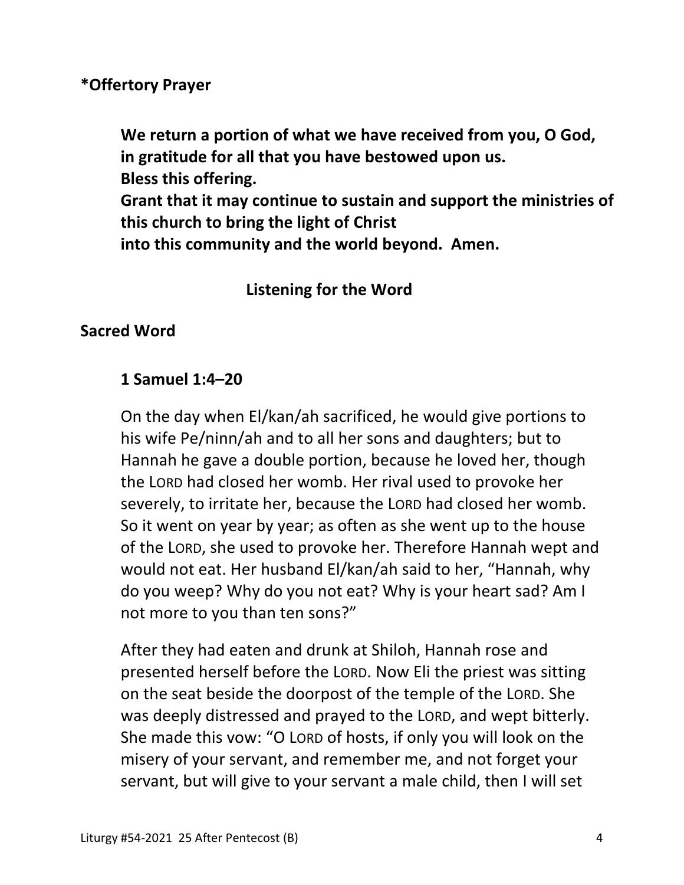**\*Offertory Prayer**

**We return a portion of what we have received from you, O God,
in gratitude for all that you have bestowed upon us.
Bless this offering.
Grant that it may continue to sustain and support the ministries of this church to bring the light of Christ
into this community and the world beyond.  Amen.**

## Listening for the Word

**Sacred Word**

**1 Samuel 1:4–20**

On the day when El/kan/ah sacrificed, he would give portions to his wife Pe/ninn/ah and to all her sons and daughters; but to Hannah he gave a double portion, because he loved her, though the LORD had closed her womb. Her rival used to provoke her severely, to irritate her, because the LORD had closed her womb. So it went on year by year; as often as she went up to the house of the LORD, she used to provoke her. Therefore Hannah wept and would not eat. Her husband El/kan/ah said to her, "Hannah, why do you weep? Why do you not eat? Why is your heart sad? Am I not more to you than ten sons?"

After they had eaten and drunk at Shiloh, Hannah rose and presented herself before the LORD. Now Eli the priest was sitting on the seat beside the doorpost of the temple of the LORD. She was deeply distressed and prayed to the LORD, and wept bitterly. She made this vow: "O LORD of hosts, if only you will look on the misery of your servant, and remember me, and not forget your servant, but will give to your servant a male child, then I will set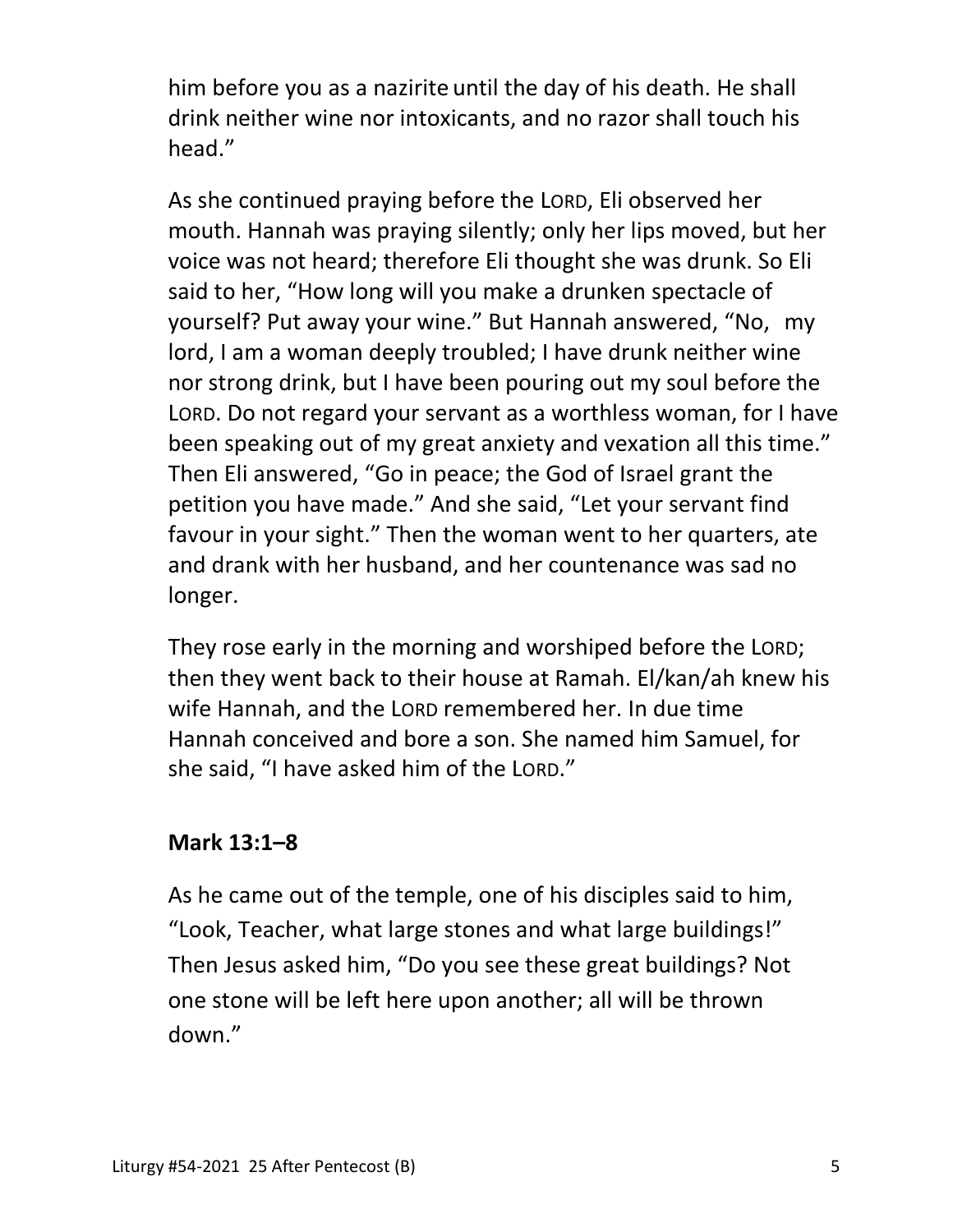him before you as a nazirite until the day of his death. He shall drink neither wine nor intoxicants, and no razor shall touch his head."

As she continued praying before the LORD, Eli observed her mouth. Hannah was praying silently; only her lips moved, but her voice was not heard; therefore Eli thought she was drunk. So Eli said to her, "How long will you make a drunken spectacle of yourself? Put away your wine." But Hannah answered, "No, my lord, I am a woman deeply troubled; I have drunk neither wine nor strong drink, but I have been pouring out my soul before the LORD. Do not regard your servant as a worthless woman, for I have been speaking out of my great anxiety and vexation all this time." Then Eli answered, "Go in peace; the God of Israel grant the petition you have made." And she said, "Let your servant find favour in your sight." Then the woman went to her quarters, ate and drank with her husband, and her countenance was sad no longer.

They rose early in the morning and worshiped before the LORD; then they went back to their house at Ramah. El/kan/ah knew his wife Hannah, and the LORD remembered her. In due time Hannah conceived and bore a son. She named him Samuel, for she said, "I have asked him of the LORD."

**Mark 13:1–8**

As he came out of the temple, one of his disciples said to him, "Look, Teacher, what large stones and what large buildings!" Then Jesus asked him, "Do you see these great buildings? Not one stone will be left here upon another; all will be thrown down."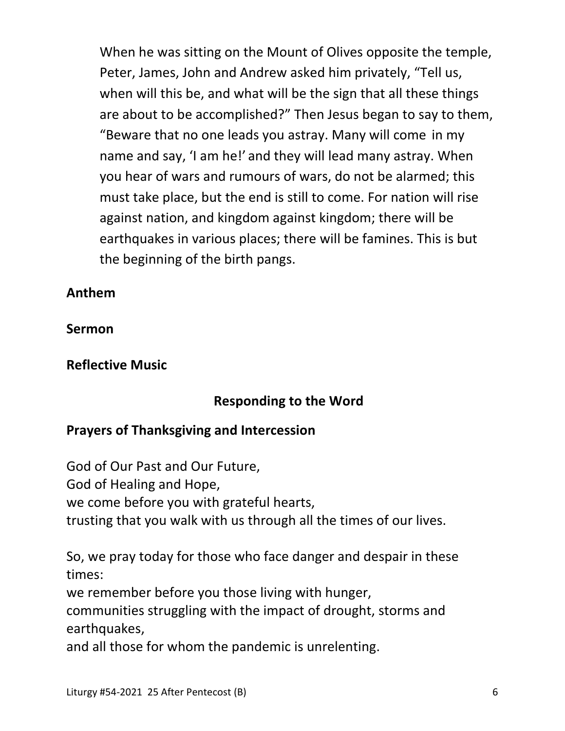When he was sitting on the Mount of Olives opposite the temple, Peter, James, John and Andrew asked him privately, "Tell us, when will this be, and what will be the sign that all these things are about to be accomplished?" Then Jesus began to say to them, "Beware that no one leads you astray. Many will come in my name and say, 'I am he!' and they will lead many astray. When you hear of wars and rumours of wars, do not be alarmed; this must take place, but the end is still to come. For nation will rise against nation, and kingdom against kingdom; there will be earthquakes in various places; there will be famines. This is but the beginning of the birth pangs.

**Anthem**

**Sermon**

**Reflective Music**

## Responding to the Word

**Prayers of Thanksgiving and Intercession**

God of Our Past and Our Future,
God of Healing and Hope,
we come before you with grateful hearts,
trusting that you walk with us through all the times of our lives.

So, we pray today for those who face danger and despair in these times:
we remember before you those living with hunger,
communities struggling with the impact of drought, storms and earthquakes,
and all those for whom the pandemic is unrelenting.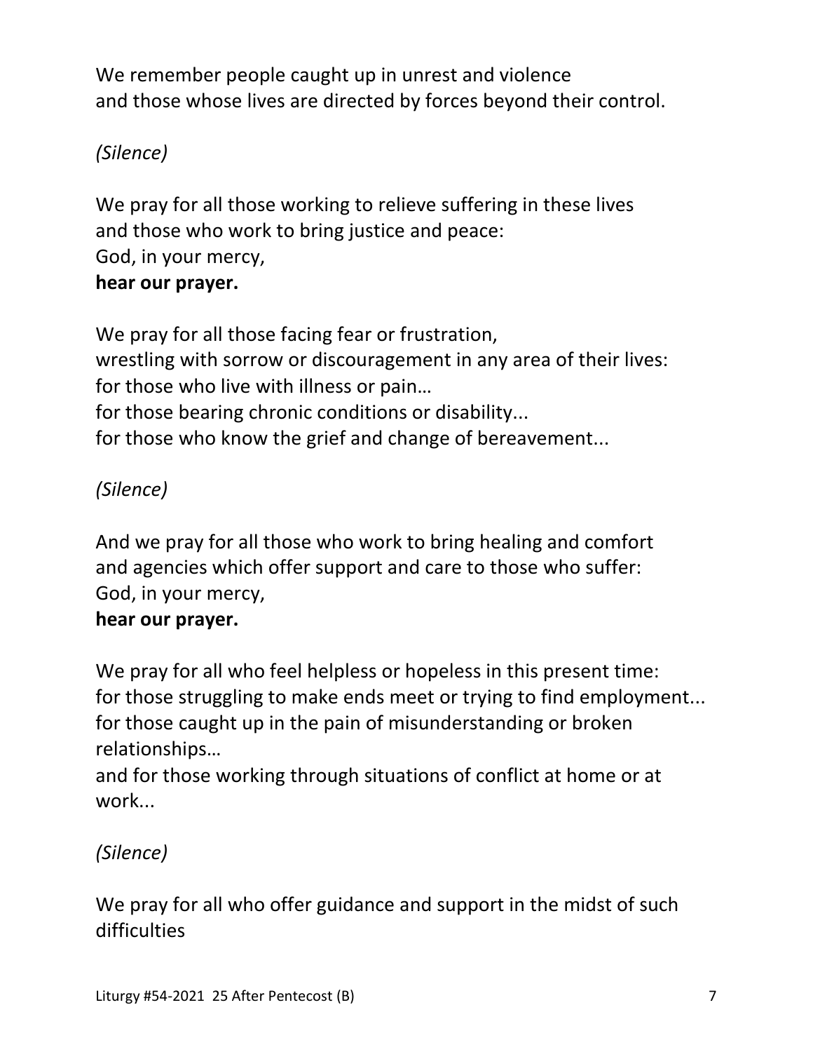We remember people caught up in unrest and violence
and those whose lives are directed by forces beyond their control.

*(Silence)*

We pray for all those working to relieve suffering in these lives
and those who work to bring justice and peace:
God, in your mercy,
**hear our prayer.**

We pray for all those facing fear or frustration,
wrestling with sorrow or discouragement in any area of their lives:
for those who live with illness or pain…
for those bearing chronic conditions or disability...
for those who know the grief and change of bereavement...

*(Silence)*

And we pray for all those who work to bring healing and comfort
and agencies which offer support and care to those who suffer:
God, in your mercy,
**hear our prayer.**

We pray for all who feel helpless or hopeless in this present time:
for those struggling to make ends meet or trying to find employment...
for those caught up in the pain of misunderstanding or broken relationships…
and for those working through situations of conflict at home or at work...

*(Silence)*

We pray for all who offer guidance and support in the midst of such difficulties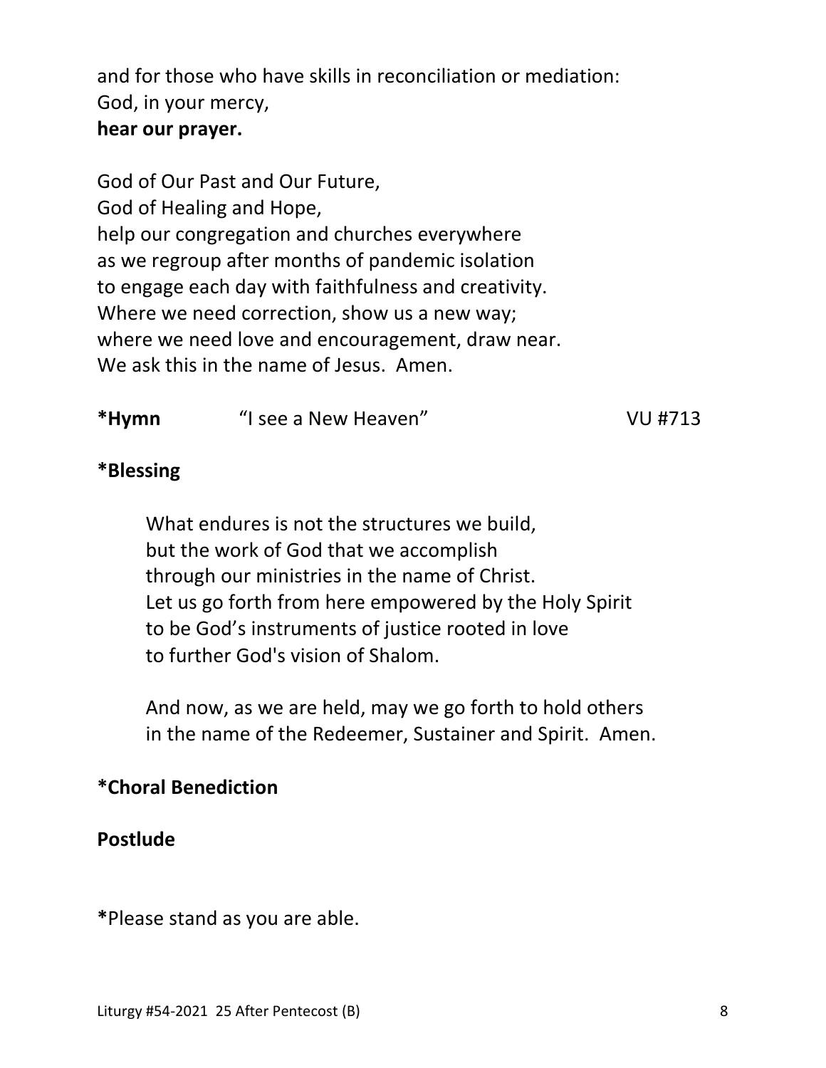and for those who have skills in reconciliation or mediation:
God, in your mercy,
**hear our prayer.**

God of Our Past and Our Future,
God of Healing and Hope,
help our congregation and churches everywhere
as we regroup after months of pandemic isolation
to engage each day with faithfulness and creativity.
Where we need correction, show us a new way;
where we need love and encouragement, draw near.
We ask this in the name of Jesus. Amen.

**\*Hymn** "I see a New Heaven" VU #713

**\*Blessing**

What endures is not the structures we build,
but the work of God that we accomplish
through our ministries in the name of Christ.
Let us go forth from here empowered by the Holy Spirit
to be God's instruments of justice rooted in love
to further God's vision of Shalom.

And now, as we are held, may we go forth to hold others
in the name of the Redeemer, Sustainer and Spirit. Amen.

**\*Choral Benediction**

**Postlude**

**\***Please stand as you are able.